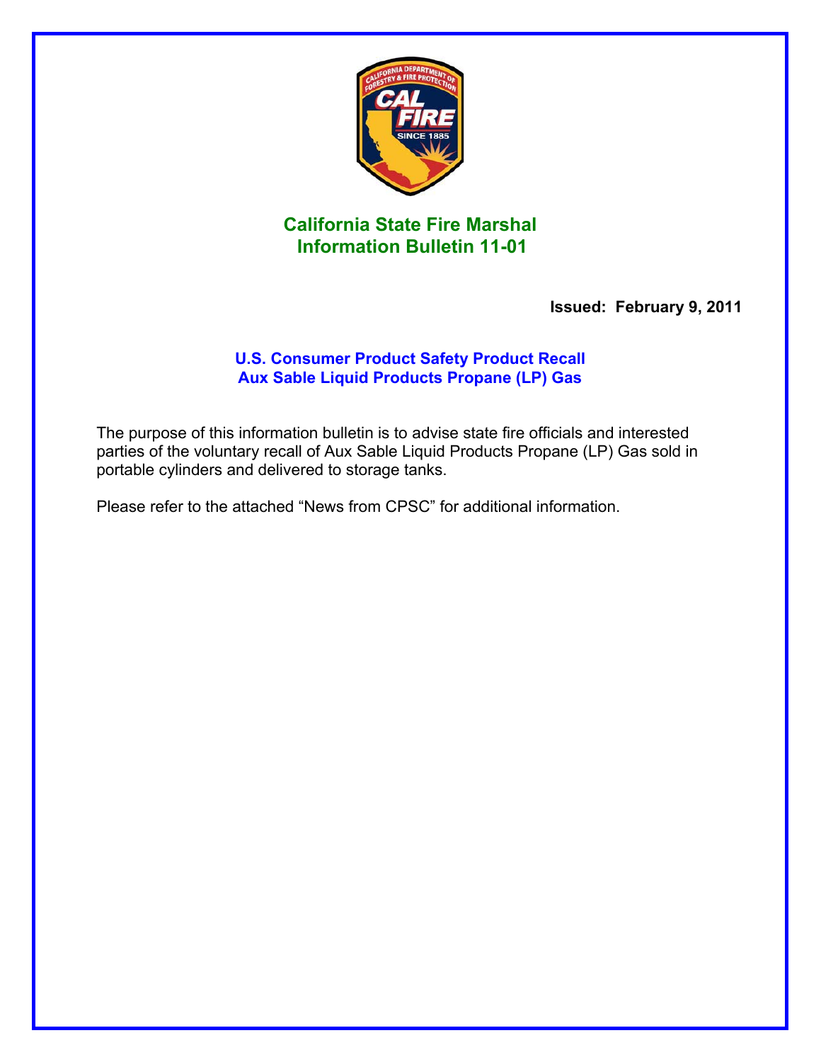# California State Fire Marshal
# Information Bulletin 11-01

**Issued: February 9, 2011**

## U.S. Consumer Product Safety Product Recall
## Aux Sable Liquid Products Propane (LP) Gas

The purpose of this information bulletin is to advise state fire officials and interested parties of the voluntary recall of Aux Sable Liquid Products Propane (LP) Gas sold in portable cylinders and delivered to storage tanks.

Please refer to the attached "News from CPSC" for additional information.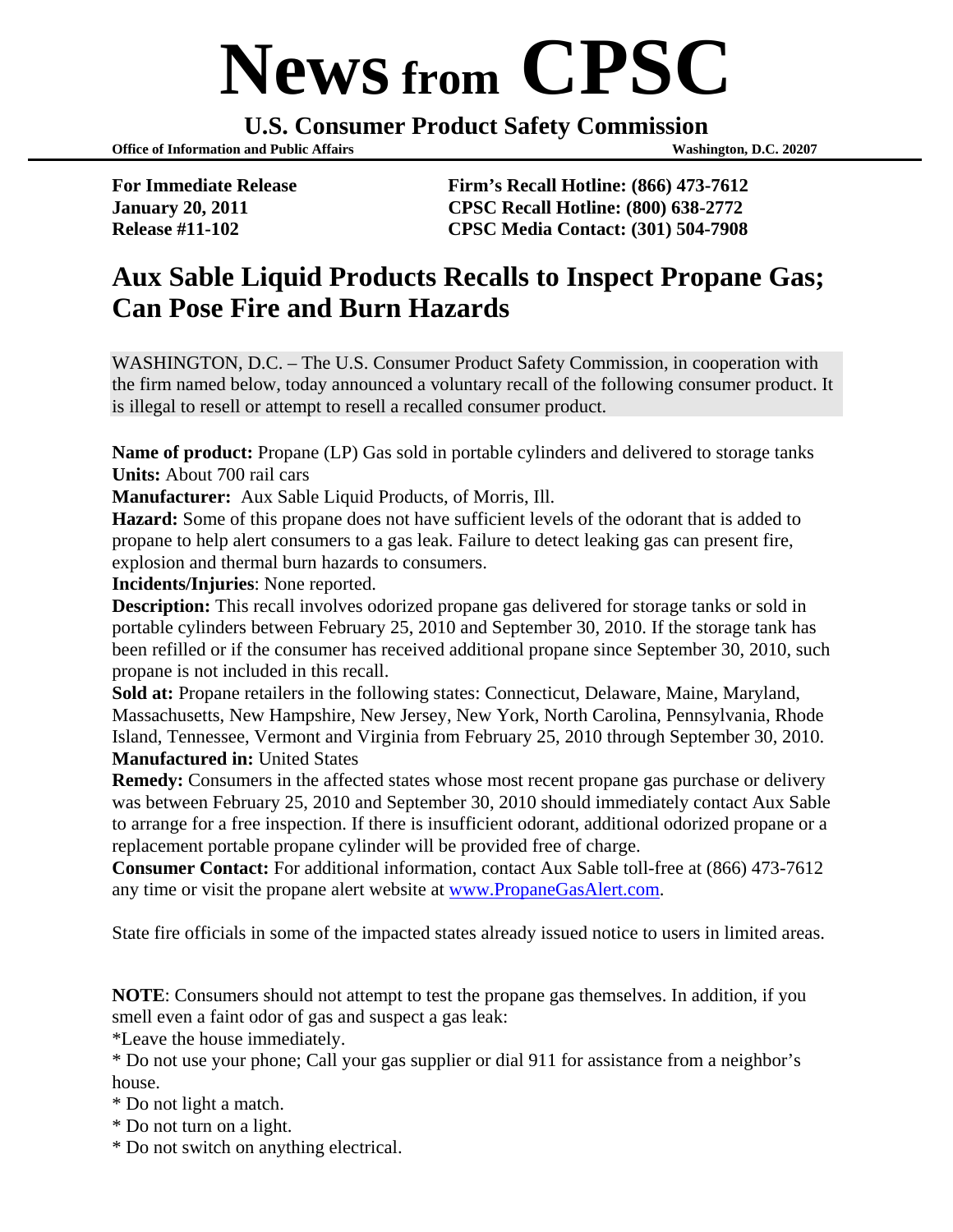# News from CPSC

**U.S. Consumer Product Safety Commission**

**Office of Information and Public Affairs** **Washington, D.C. 20207**

**For Immediate Release**
**January 20, 2011**
**Release #11-102**

**Firm's Recall Hotline: (866) 473-7612**
**CPSC Recall Hotline: (800) 638-2772**
**CPSC Media Contact: (301) 504-7908**

## Aux Sable Liquid Products Recalls to Inspect Propane Gas; Can Pose Fire and Burn Hazards

WASHINGTON, D.C. – The U.S. Consumer Product Safety Commission, in cooperation with the firm named below, today announced a voluntary recall of the following consumer product. It is illegal to resell or attempt to resell a recalled consumer product.

**Name of product:** Propane (LP) Gas sold in portable cylinders and delivered to storage tanks
**Units:** About 700 rail cars
**Manufacturer:** Aux Sable Liquid Products, of Morris, Ill.
**Hazard:** Some of this propane does not have sufficient levels of the odorant that is added to propane to help alert consumers to a gas leak. Failure to detect leaking gas can present fire, explosion and thermal burn hazards to consumers.
**Incidents/Injuries**: None reported.
**Description:** This recall involves odorized propane gas delivered for storage tanks or sold in portable cylinders between February 25, 2010 and September 30, 2010. If the storage tank has been refilled or if the consumer has received additional propane since September 30, 2010, such propane is not included in this recall.
**Sold at:** Propane retailers in the following states: Connecticut, Delaware, Maine, Maryland, Massachusetts, New Hampshire, New Jersey, New York, North Carolina, Pennsylvania, Rhode Island, Tennessee, Vermont and Virginia from February 25, 2010 through September 30, 2010.
**Manufactured in:** United States
**Remedy:** Consumers in the affected states whose most recent propane gas purchase or delivery was between February 25, 2010 and September 30, 2010 should immediately contact Aux Sable to arrange for a free inspection. If there is insufficient odorant, additional odorized propane or a replacement portable propane cylinder will be provided free of charge.
**Consumer Contact:** For additional information, contact Aux Sable toll-free at (866) 473-7612 any time or visit the propane alert website at www.PropaneGasAlert.com.

State fire officials in some of the impacted states already issued notice to users in limited areas.

**NOTE**: Consumers should not attempt to test the propane gas themselves. In addition, if you smell even a faint odor of gas and suspect a gas leak:

* Leave the house immediately.
* Do not use your phone; Call your gas supplier or dial 911 for assistance from a neighbor's house.
* Do not light a match.
* Do not turn on a light.
* Do not switch on anything electrical.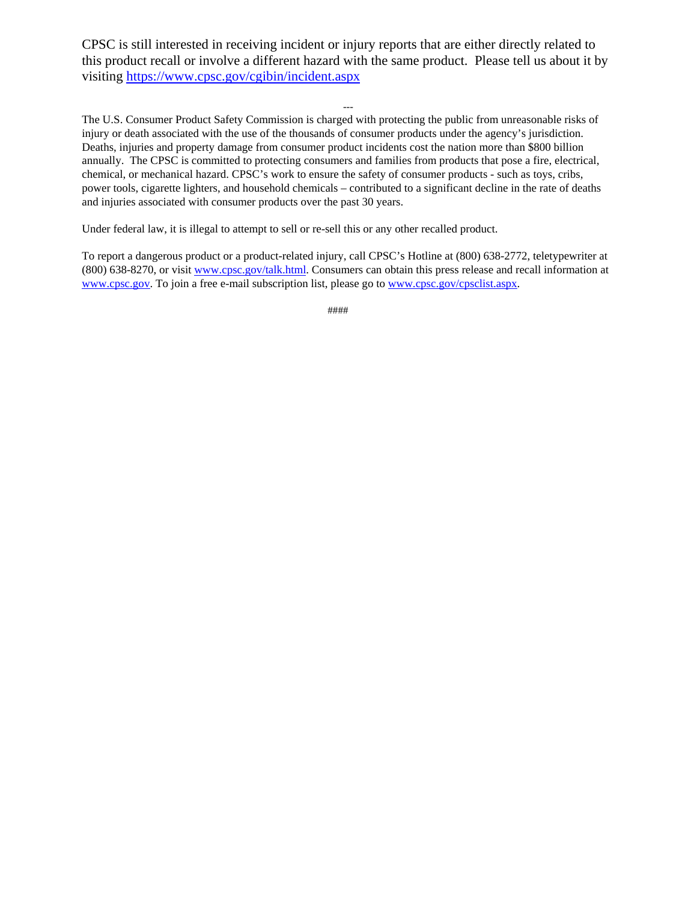CPSC is still interested in receiving incident or injury reports that are either directly related to this product recall or involve a different hazard with the same product. Please tell us about it by visiting https://www.cpsc.gov/cgibin/incident.aspx

---

The U.S. Consumer Product Safety Commission is charged with protecting the public from unreasonable risks of injury or death associated with the use of the thousands of consumer products under the agency's jurisdiction. Deaths, injuries and property damage from consumer product incidents cost the nation more than $800 billion annually. The CPSC is committed to protecting consumers and families from products that pose a fire, electrical, chemical, or mechanical hazard. CPSC's work to ensure the safety of consumer products - such as toys, cribs, power tools, cigarette lighters, and household chemicals – contributed to a significant decline in the rate of deaths and injuries associated with consumer products over the past 30 years.

Under federal law, it is illegal to attempt to sell or re-sell this or any other recalled product.

To report a dangerous product or a product-related injury, call CPSC's Hotline at (800) 638-2772, teletypewriter at (800) 638-8270, or visit www.cpsc.gov/talk.html. Consumers can obtain this press release and recall information at www.cpsc.gov. To join a free e-mail subscription list, please go to www.cpsc.gov/cpsclist.aspx.

####